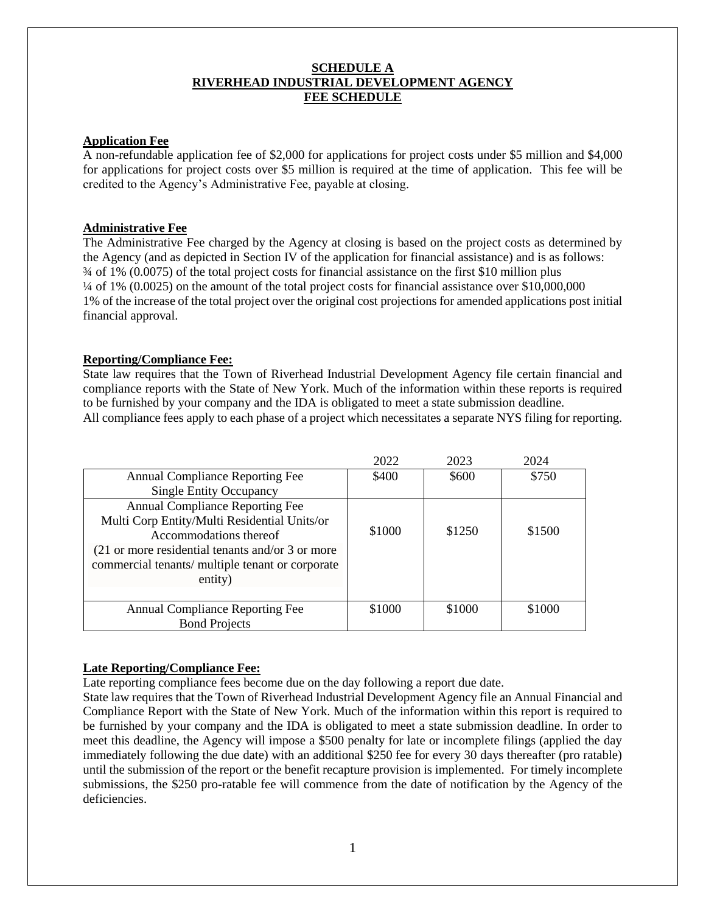# SCHEDULE A
# RIVERHEAD INDUSTRIAL DEVELOPMENT AGENCY
# FEE SCHEDULE

**Application Fee**

A non-refundable application fee of $2,000 for applications for project costs under $5 million and $4,000 for applications for project costs over $5 million is required at the time of application. This fee will be credited to the Agency's Administrative Fee, payable at closing.

**Administrative Fee**

The Administrative Fee charged by the Agency at closing is based on the project costs as determined by the Agency (and as depicted in Section IV of the application for financial assistance) and is as follows:
¾ of 1% (0.0075) of the total project costs for financial assistance on the first $10 million plus
¼ of 1% (0.0025) on the amount of the total project costs for financial assistance over $10,000,000
1% of the increase of the total project over the original cost projections for amended applications post initial financial approval.

**Reporting/Compliance Fee:**

State law requires that the Town of Riverhead Industrial Development Agency file certain financial and compliance reports with the State of New York. Much of the information within these reports is required to be furnished by your company and the IDA is obligated to meet a state submission deadline.
All compliance fees apply to each phase of a project which necessitates a separate NYS filing for reporting.

| | 2022 | 2023 | 2024 |
|---|---|---|---|
| Annual Compliance Reporting Fee Single Entity Occupancy | $400 | $600 | $750 |
| Annual Compliance Reporting Fee Multi Corp Entity/Multi Residential Units/or Accommodations thereof (21 or more residential tenants and/or 3 or more commercial tenants/ multiple tenant or corporate entity) | $1000 | $1250 | $1500 |
| Annual Compliance Reporting Fee Bond Projects | $1000 | $1000 | $1000 |

**Late Reporting/Compliance Fee:**

Late reporting compliance fees become due on the day following a report due date.
State law requires that the Town of Riverhead Industrial Development Agency file an Annual Financial and Compliance Report with the State of New York. Much of the information within this report is required to be furnished by your company and the IDA is obligated to meet a state submission deadline. In order to meet this deadline, the Agency will impose a $500 penalty for late or incomplete filings (applied the day immediately following the due date) with an additional $250 fee for every 30 days thereafter (pro ratable) until the submission of the report or the benefit recapture provision is implemented. For timely incomplete submissions, the $250 pro-ratable fee will commence from the date of notification by the Agency of the deficiencies.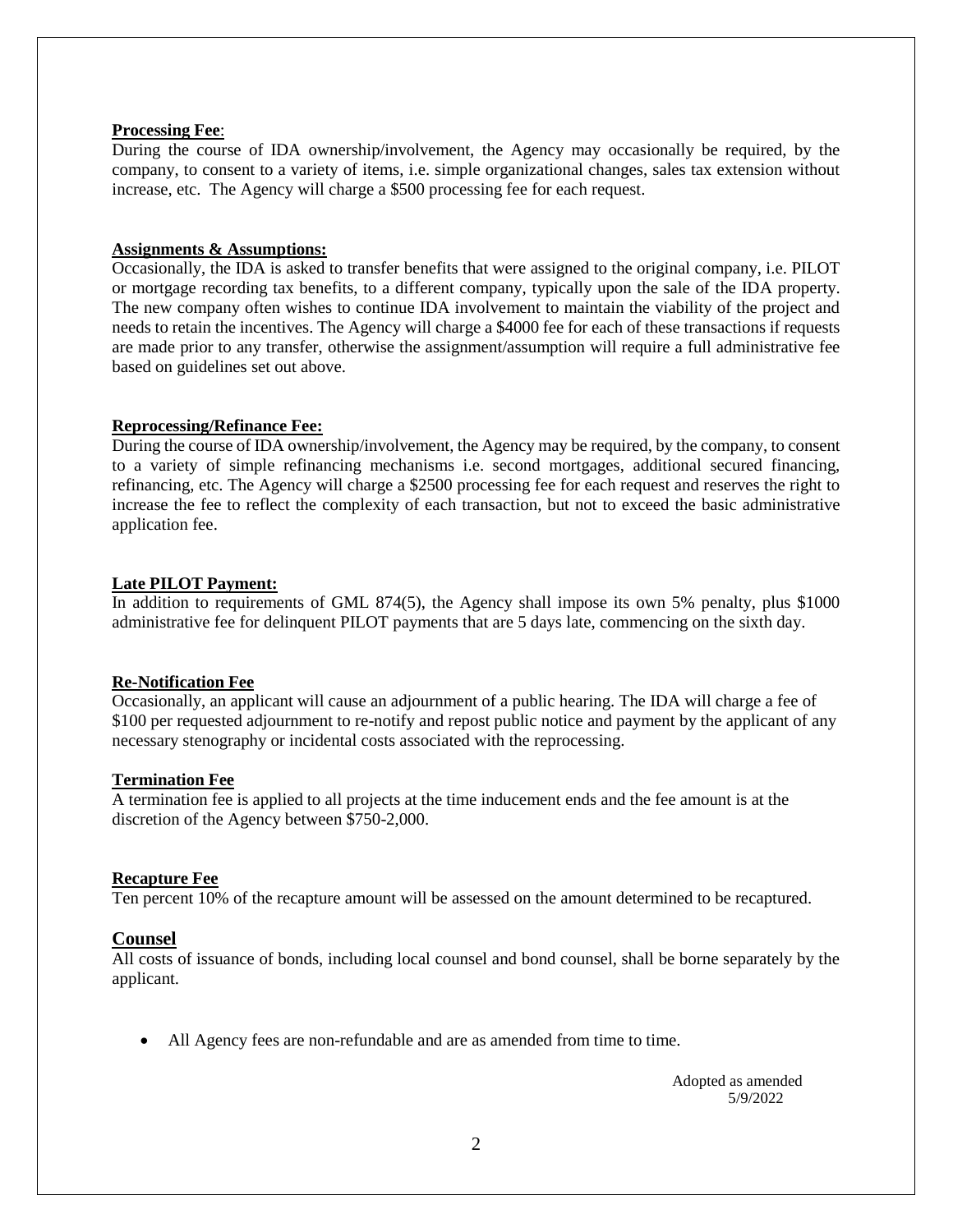**Processing Fee**:

During the course of IDA ownership/involvement, the Agency may occasionally be required, by the company, to consent to a variety of items, i.e. simple organizational changes, sales tax extension without increase, etc. The Agency will charge a $500 processing fee for each request.

**Assignments & Assumptions:**

Occasionally, the IDA is asked to transfer benefits that were assigned to the original company, i.e. PILOT or mortgage recording tax benefits, to a different company, typically upon the sale of the IDA property. The new company often wishes to continue IDA involvement to maintain the viability of the project and needs to retain the incentives. The Agency will charge a $4000 fee for each of these transactions if requests are made prior to any transfer, otherwise the assignment/assumption will require a full administrative fee based on guidelines set out above.

**Reprocessing/Refinance Fee:**

During the course of IDA ownership/involvement, the Agency may be required, by the company, to consent to a variety of simple refinancing mechanisms i.e. second mortgages, additional secured financing, refinancing, etc. The Agency will charge a $2500 processing fee for each request and reserves the right to increase the fee to reflect the complexity of each transaction, but not to exceed the basic administrative application fee.

**Late PILOT Payment:**

In addition to requirements of GML 874(5), the Agency shall impose its own 5% penalty, plus $1000 administrative fee for delinquent PILOT payments that are 5 days late, commencing on the sixth day.

**Re-Notification Fee**

Occasionally, an applicant will cause an adjournment of a public hearing. The IDA will charge a fee of $100 per requested adjournment to re-notify and repost public notice and payment by the applicant of any necessary stenography or incidental costs associated with the reprocessing.

**Termination Fee**

A termination fee is applied to all projects at the time inducement ends and the fee amount is at the discretion of the Agency between $750-2,000.

**Recapture Fee**

Ten percent 10% of the recapture amount will be assessed on the amount determined to be recaptured.

## Counsel

All costs of issuance of bonds, including local counsel and bond counsel, shall be borne separately by the applicant.

- All Agency fees are non-refundable and are as amended from time to time.

Adopted as amended
5/9/2022